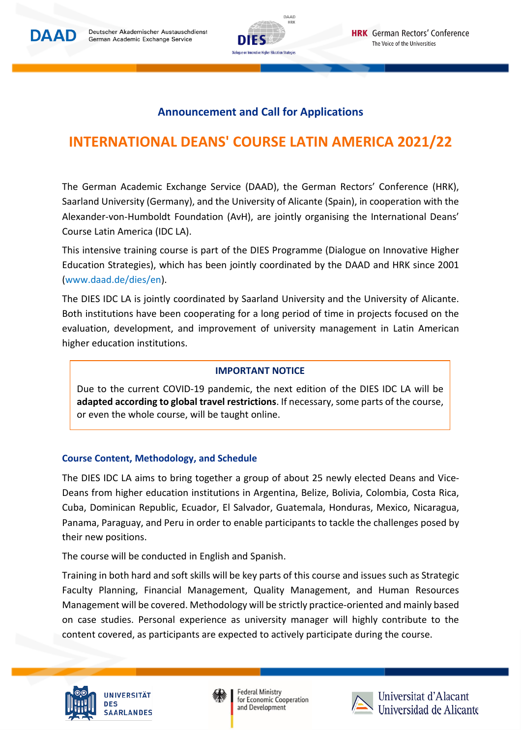## Announcement and Call for Applications

# INTERNATIONAL DEANS' COURSE LATIN AMERICA 2021/22

The German Academic Exchange Service (DAAD), the German Rectors' Conference (HRK), Saarland University (Germany), and the University of Alicante (Spain), in cooperation with the Alexander-von-Humboldt Foundation (AvH), are jointly organising the International Deans' Course Latin America (IDC LA).

This intensive training course is part of the DIES Programme (Dialogue on Innovative Higher Education Strategies), which has been jointly coordinated by the DAAD and HRK since 2001 (www.daad.de/dies/en).

The DIES IDC LA is jointly coordinated by Saarland University and the University of Alicante. Both institutions have been cooperating for a long period of time in projects focused on the evaluation, development, and improvement of university management in Latin American higher education institutions.

> **IMPORTANT NOTICE**
>
> Due to the current COVID-19 pandemic, the next edition of the DIES IDC LA will be **adapted according to global travel restrictions**. If necessary, some parts of the course, or even the whole course, will be taught online.

### Course Content, Methodology, and Schedule

The DIES IDC LA aims to bring together a group of about 25 newly elected Deans and Vice-Deans from higher education institutions in Argentina, Belize, Bolivia, Colombia, Costa Rica, Cuba, Dominican Republic, Ecuador, El Salvador, Guatemala, Honduras, Mexico, Nicaragua, Panama, Paraguay, and Peru in order to enable participants to tackle the challenges posed by their new positions.

The course will be conducted in English and Spanish.

Training in both hard and soft skills will be key parts of this course and issues such as Strategic Faculty Planning, Financial Management, Quality Management, and Human Resources Management will be covered. Methodology will be strictly practice-oriented and mainly based on case studies. Personal experience as university manager will highly contribute to the content covered, as participants are expected to actively participate during the course.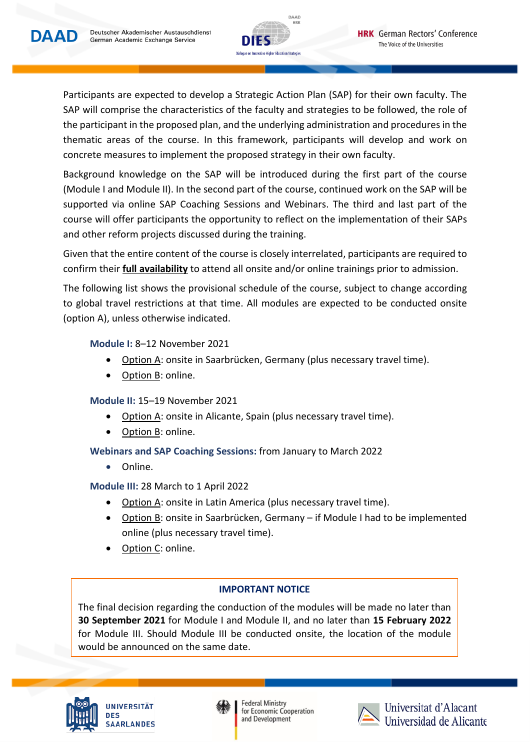Participants are expected to develop a Strategic Action Plan (SAP) for their own faculty. The SAP will comprise the characteristics of the faculty and strategies to be followed, the role of the participant in the proposed plan, and the underlying administration and procedures in the thematic areas of the course. In this framework, participants will develop and work on concrete measures to implement the proposed strategy in their own faculty.

Background knowledge on the SAP will be introduced during the first part of the course (Module I and Module II). In the second part of the course, continued work on the SAP will be supported via online SAP Coaching Sessions and Webinars. The third and last part of the course will offer participants the opportunity to reflect on the implementation of their SAPs and other reform projects discussed during the training.

Given that the entire content of the course is closely interrelated, participants are required to confirm their **full availability** to attend all onsite and/or online trainings prior to admission.

The following list shows the provisional schedule of the course, subject to change according to global travel restrictions at that time. All modules are expected to be conducted onsite (option A), unless otherwise indicated.

**Module I:** 8–12 November 2021

- Option A: onsite in Saarbrücken, Germany (plus necessary travel time).
- Option B: online.

**Module II:** 15–19 November 2021

- Option A: onsite in Alicante, Spain (plus necessary travel time).
- Option B: online.

**Webinars and SAP Coaching Sessions:** from January to March 2022

- Online.

**Module III:** 28 March to 1 April 2022

- Option A: onsite in Latin America (plus necessary travel time).
- Option B: onsite in Saarbrücken, Germany – if Module I had to be implemented online (plus necessary travel time).
- Option C: online.

**IMPORTANT NOTICE**

The final decision regarding the conduction of the modules will be made no later than **30 September 2021** for Module I and Module II, and no later than **15 February 2022** for Module III. Should Module III be conducted onsite, the location of the module would be announced on the same date.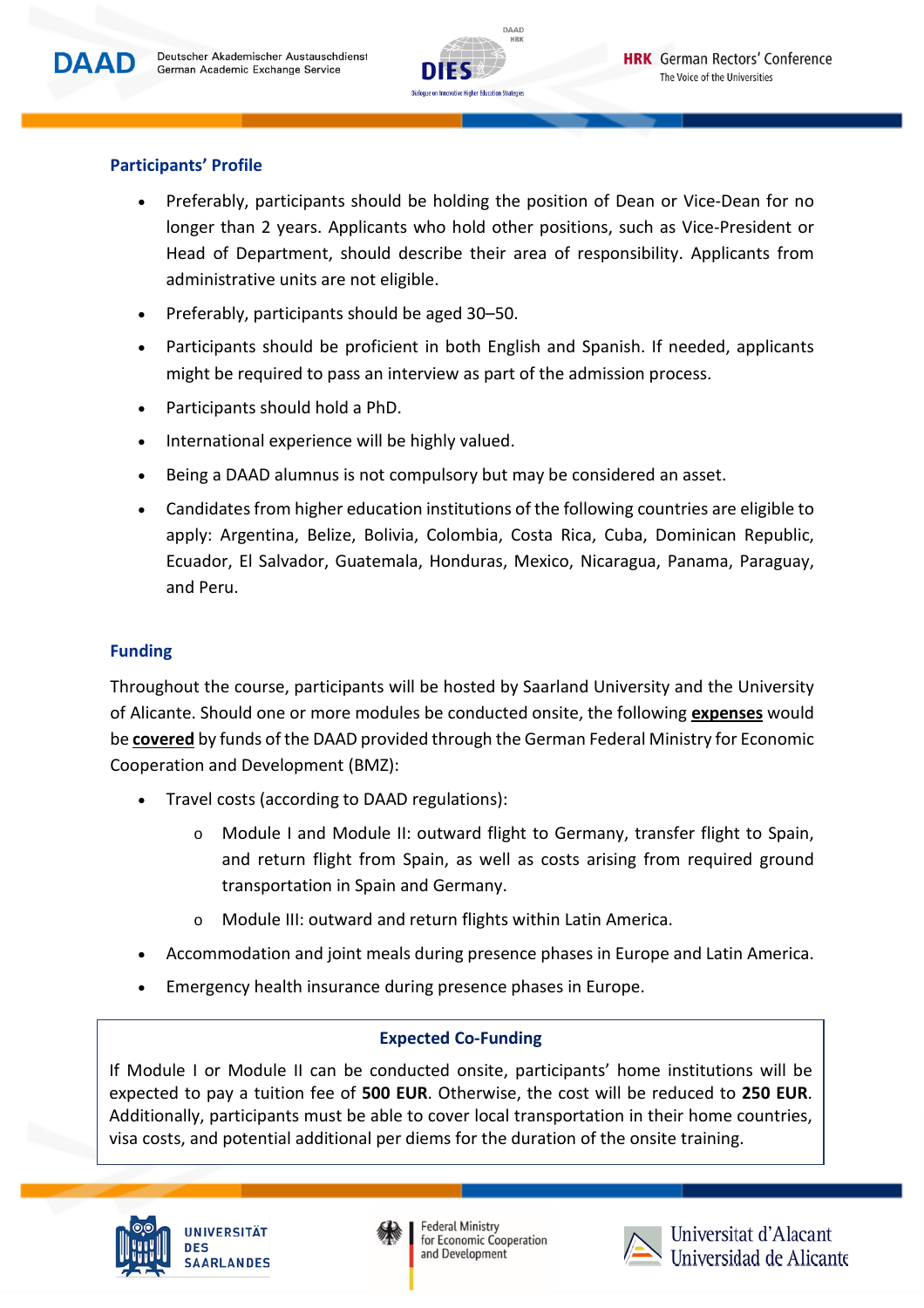### Participants' Profile

- Preferably, participants should be holding the position of Dean or Vice-Dean for no longer than 2 years. Applicants who hold other positions, such as Vice-President or Head of Department, should describe their area of responsibility. Applicants from administrative units are not eligible.
- Preferably, participants should be aged 30–50.
- Participants should be proficient in both English and Spanish. If needed, applicants might be required to pass an interview as part of the admission process.
- Participants should hold a PhD.
- International experience will be highly valued.
- Being a DAAD alumnus is not compulsory but may be considered an asset.
- Candidates from higher education institutions of the following countries are eligible to apply: Argentina, Belize, Bolivia, Colombia, Costa Rica, Cuba, Dominican Republic, Ecuador, El Salvador, Guatemala, Honduras, Mexico, Nicaragua, Panama, Paraguay, and Peru.

### Funding

Throughout the course, participants will be hosted by Saarland University and the University of Alicante. Should one or more modules be conducted onsite, the following **expenses** would be **covered** by funds of the DAAD provided through the German Federal Ministry for Economic Cooperation and Development (BMZ):

- Travel costs (according to DAAD regulations):
  - Module I and Module II: outward flight to Germany, transfer flight to Spain, and return flight from Spain, as well as costs arising from required ground transportation in Spain and Germany.
  - Module III: outward and return flights within Latin America.
- Accommodation and joint meals during presence phases in Europe and Latin America.
- Emergency health insurance during presence phases in Europe.

**Expected Co-Funding**

If Module I or Module II can be conducted onsite, participants' home institutions will be expected to pay a tuition fee of **500 EUR**. Otherwise, the cost will be reduced to **250 EUR**. Additionally, participants must be able to cover local transportation in their home countries, visa costs, and potential additional per diems for the duration of the onsite training.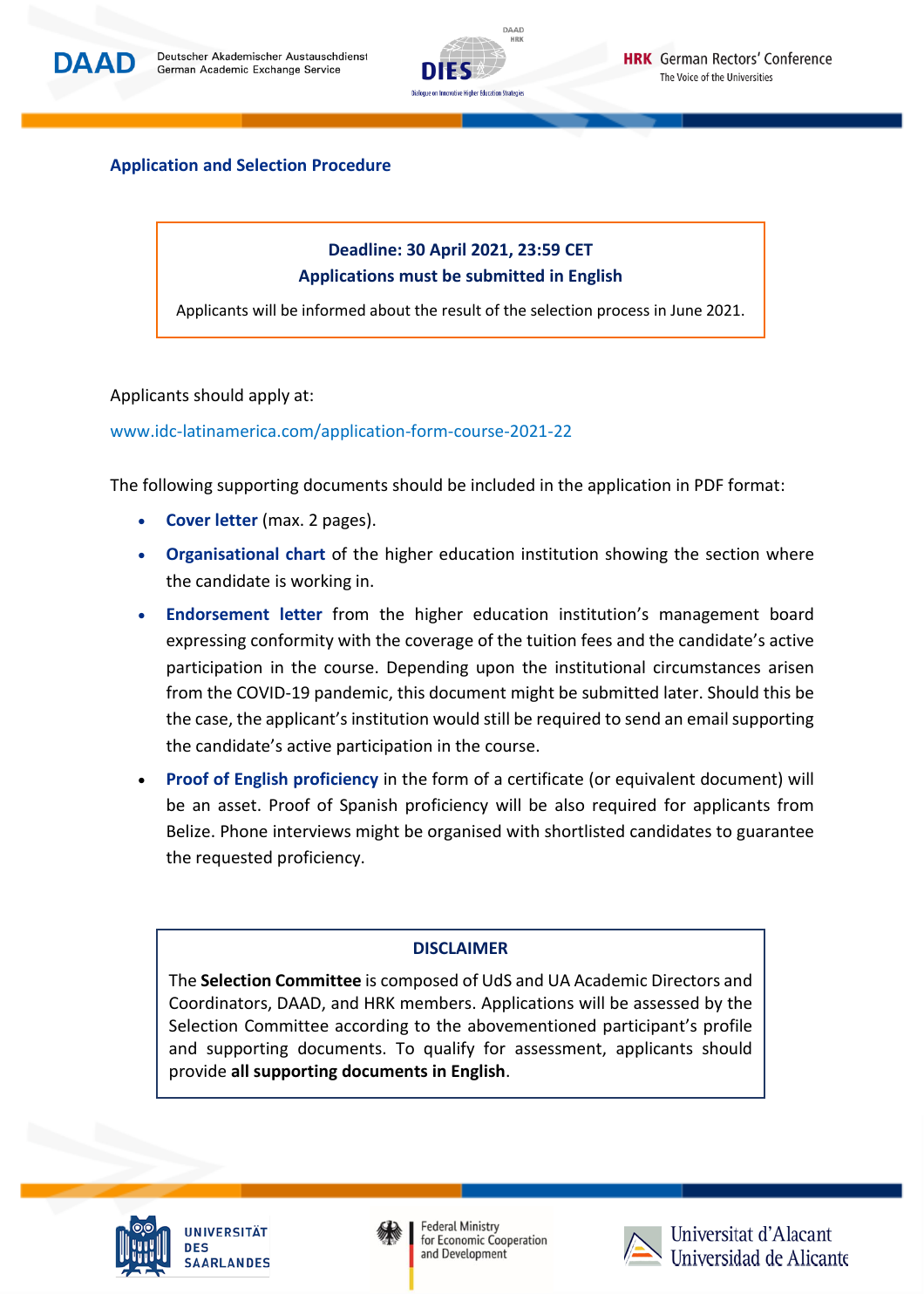## Application and Selection Procedure

**Deadline: 30 April 2021, 23:59 CET**
**Applications must be submitted in English**

Applicants will be informed about the result of the selection process in June 2021.

Applicants should apply at:

www.idc-latinamerica.com/application-form-course-2021-22

The following supporting documents should be included in the application in PDF format:

- **Cover letter** (max. 2 pages).
- **Organisational chart** of the higher education institution showing the section where the candidate is working in.
- **Endorsement letter** from the higher education institution's management board expressing conformity with the coverage of the tuition fees and the candidate's active participation in the course. Depending upon the institutional circumstances arisen from the COVID-19 pandemic, this document might be submitted later. Should this be the case, the applicant's institution would still be required to send an email supporting the candidate's active participation in the course.
- **Proof of English proficiency** in the form of a certificate (or equivalent document) will be an asset. Proof of Spanish proficiency will be also required for applicants from Belize. Phone interviews might be organised with shortlisted candidates to guarantee the requested proficiency.

**DISCLAIMER**

The **Selection Committee** is composed of UdS and UA Academic Directors and Coordinators, DAAD, and HRK members. Applications will be assessed by the Selection Committee according to the abovementioned participant's profile and supporting documents. To qualify for assessment, applicants should provide **all supporting documents in English**.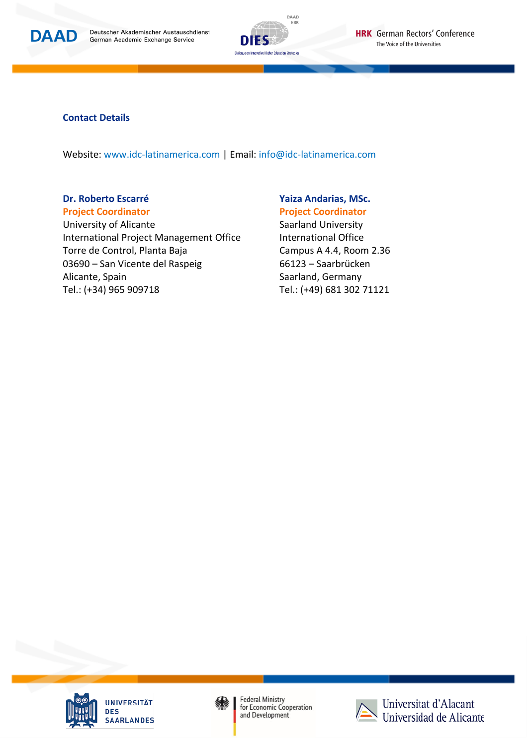## Contact Details

Website: www.idc-latinamerica.com | Email: info@idc-latinamerica.com

**Dr. Roberto Escarré**
**Project Coordinator**
University of Alicante
International Project Management Office
Torre de Control, Planta Baja
03690 – San Vicente del Raspeig
Alicante, Spain
Tel.: (+34) 965 909718

**Yaiza Andarias, MSc.**
**Project Coordinator**
Saarland University
International Office
Campus A 4.4, Room 2.36
66123 – Saarbrücken
Saarland, Germany
Tel.: (+49) 681 302 71121